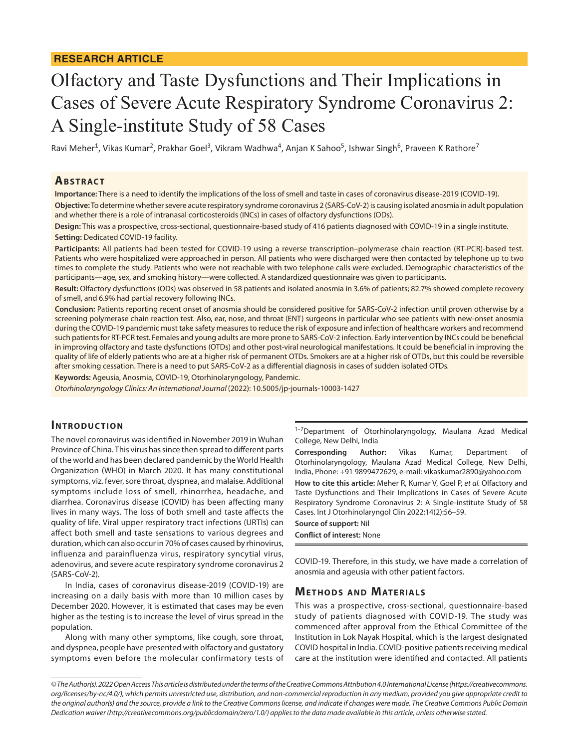**RESEARCH ARTICLE**

# Olfactory and Taste Dysfunctions and Their Implications in Cases of Severe Acute Respiratory Syndrome Coronavirus 2: A Single-institute Study of 58 Cases

Ravi Meher[1], Vikas Kumar[2], Prakhar Goel[3], Vikram Wadhwa[4], Anjan K Sahoo[5], Ishwar Singh[6], Praveen K Rathore[7]

## Abstract

**Importance:** There is a need to identify the implications of the loss of smell and taste in cases of coronavirus disease-2019 (COVID-19).

**Objective:** To determine whether severe acute respiratory syndrome coronavirus 2 (SARS-CoV-2) is causing isolated anosmia in adult population and whether there is a role of intranasal corticosteroids (INCs) in cases of olfactory dysfunctions (ODs).

**Design:** This was a prospective, cross-sectional, questionnaire-based study of 416 patients diagnosed with COVID-19 in a single institute.

**Setting:** Dedicated COVID-19 facility.

**Participants:** All patients had been tested for COVID-19 using a reverse transcription–polymerase chain reaction (RT-PCR)-based test. Patients who were hospitalized were approached in person. All patients who were discharged were then contacted by telephone up to two times to complete the study. Patients who were not reachable with two telephone calls were excluded. Demographic characteristics of the participants—age, sex, and smoking history—were collected. A standardized questionnaire was given to participants.

**Result:** Olfactory dysfunctions (ODs) was observed in 58 patients and isolated anosmia in 3.6% of patients; 82.7% showed complete recovery of smell, and 6.9% had partial recovery following INCs.

**Conclusion:** Patients reporting recent onset of anosmia should be considered positive for SARS-CoV-2 infection until proven otherwise by a screening polymerase chain reaction test. Also, ear, nose, and throat (ENT) surgeons in particular who see patients with new-onset anosmia during the COVID-19 pandemic must take safety measures to reduce the risk of exposure and infection of healthcare workers and recommend such patients for RT-PCR test. Females and young adults are more prone to SARS-CoV-2 infection. Early intervention by INCs could be beneficial in improving olfactory and taste dysfunctions (OTDs) and other post-viral neurological manifestations. It could be beneficial in improving the quality of life of elderly patients who are at a higher risk of permanent OTDs. Smokers are at a higher risk of OTDs, but this could be reversible after smoking cessation. There is a need to put SARS-CoV-2 as a differential diagnosis in cases of sudden isolated OTDs.

**Keywords:** Ageusia, Anosmia, COVID-19, Otorhinolaryngology, Pandemic.

*Otorhinolaryngology Clinics: An International Journal* (2022): 10.5005/jp-journals-10003-1427

## Introduction

The novel coronavirus was identified in November 2019 in Wuhan Province of China. This virus has since then spread to different parts of the world and has been declared pandemic by the World Health Organization (WHO) in March 2020. It has many constitutional symptoms, viz. fever, sore throat, dyspnea, and malaise. Additional symptoms include loss of smell, rhinorrhea, headache, and diarrhea. Coronavirus disease (COVID) has been affecting many lives in many ways. The loss of both smell and taste affects the quality of life. Viral upper respiratory tract infections (URTIs) can affect both smell and taste sensations to various degrees and duration, which can also occur in 70% of cases caused by rhinovirus, influenza and parainfluenza virus, respiratory syncytial virus, adenovirus, and severe acute respiratory syndrome coronavirus 2 (SARS-CoV-2).

In India, cases of coronavirus disease-2019 (COVID-19) are increasing on a daily basis with more than 10 million cases by December 2020. However, it is estimated that cases may be even higher as the testing is to increase the level of virus spread in the population.

Along with many other symptoms, like cough, sore throat, and dyspnea, people have presented with olfactory and gustatory symptoms even before the molecular confirmatory tests of COVID-19. Therefore, in this study, we have made a correlation of anosmia and ageusia with other patient factors.

[1–7]Department of Otorhinolaryngology, Maulana Azad Medical College, New Delhi, India

**Corresponding Author:** Vikas Kumar, Department of Otorhinolaryngology, Maulana Azad Medical College, New Delhi, India, Phone: +91 9899472629, e-mail: vikaskumar2890@yahoo.com

**How to cite this article:** Meher R, Kumar V, Goel P, *et al.* Olfactory and Taste Dysfunctions and Their Implications in Cases of Severe Acute Respiratory Syndrome Coronavirus 2: A Single-institute Study of 58 Cases. Int J Otorhinolaryngol Clin 2022;14(2):56–59.

**Source of support:** Nil

**Conflict of interest:** None

## Methods and Materials

This was a prospective, cross-sectional, questionnaire-based study of patients diagnosed with COVID-19. The study was commenced after approval from the Ethical Committee of the Institution in Lok Nayak Hospital, which is the largest designated COVID hospital in India. COVID-positive patients receiving medical care at the institution were identified and contacted. All patients

*© The Author(s). 2022 Open Access This article is distributed under the terms of the Creative Commons Attribution 4.0 International License (https://creativecommons.org/licenses/by-nc/4.0/), which permits unrestricted use, distribution, and non-commercial reproduction in any medium, provided you give appropriate credit to the original author(s) and the source, provide a link to the Creative Commons license, and indicate if changes were made. The Creative Commons Public Domain Dedication waiver (http://creativecommons.org/publicdomain/zero/1.0/) applies to the data made available in this article, unless otherwise stated.*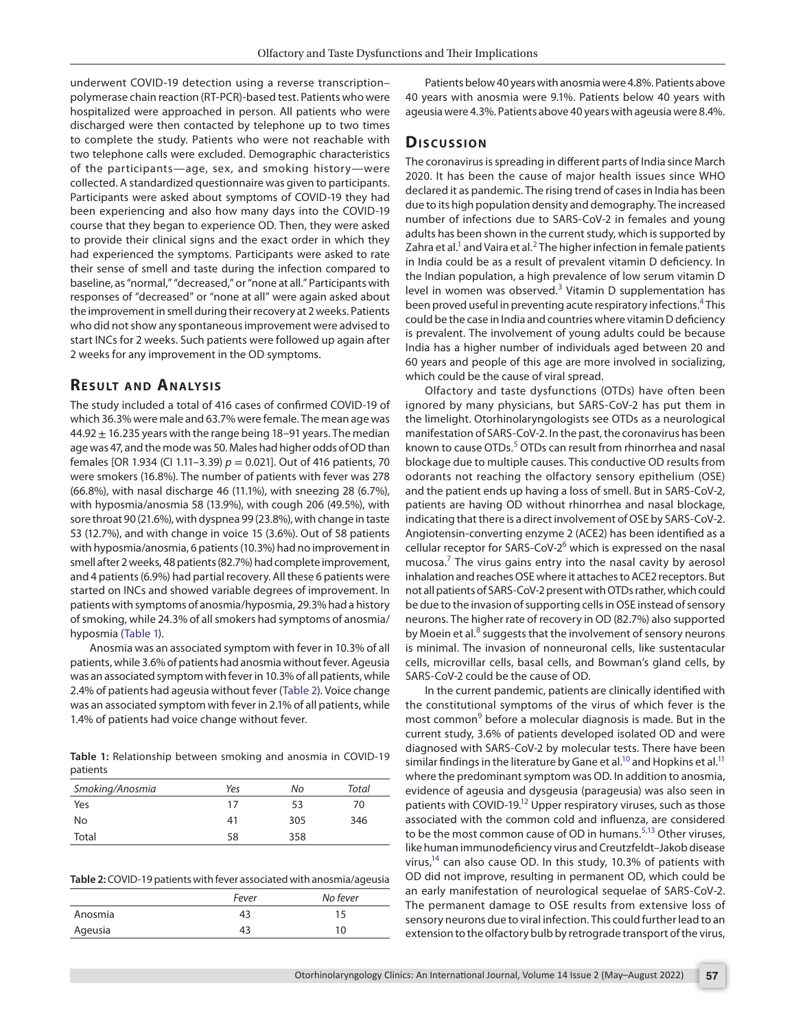underwent COVID-19 detection using a reverse transcription–polymerase chain reaction (RT-PCR)-based test. Patients who were hospitalized were approached in person. All patients who were discharged were then contacted by telephone up to two times to complete the study. Patients who were not reachable with two telephone calls were excluded. Demographic characteristics of the participants—age, sex, and smoking history—were collected. A standardized questionnaire was given to participants. Participants were asked about symptoms of COVID-19 they had been experiencing and also how many days into the COVID-19 course that they began to experience OD. Then, they were asked to provide their clinical signs and the exact order in which they had experienced the symptoms. Participants were asked to rate their sense of smell and taste during the infection compared to baseline, as "normal," "decreased," or "none at all." Participants with responses of "decreased" or "none at all" were again asked about the improvement in smell during their recovery at 2 weeks. Patients who did not show any spontaneous improvement were advised to start INCs for 2 weeks. Such patients were followed up again after 2 weeks for any improvement in the OD symptoms.

## Result and Analysis

The study included a total of 416 cases of confirmed COVID-19 of which 36.3% were male and 63.7% were female. The mean age was 44.92 ± 16.235 years with the range being 18–91 years. The median age was 47, and the mode was 50. Males had higher odds of OD than females [OR 1.934 (CI 1.11–3.39) $p = 0.021$]. Out of 416 patients, 70 were smokers (16.8%). The number of patients with fever was 278 (66.8%), with nasal discharge 46 (11.1%), with sneezing 28 (6.7%), with hyposmia/anosmia 58 (13.9%), with cough 206 (49.5%), with sore throat 90 (21.6%), with dyspnea 99 (23.8%), with change in taste 53 (12.7%), and with change in voice 15 (3.6%). Out of 58 patients with hyposmia/anosmia, 6 patients (10.3%) had no improvement in smell after 2 weeks, 48 patients (82.7%) had complete improvement, and 4 patients (6.9%) had partial recovery. All these 6 patients were started on INCs and showed variable degrees of improvement. In patients with symptoms of anosmia/hyposmia, 29.3% had a history of smoking, while 24.3% of all smokers had symptoms of anosmia/hyposmia (Table 1).

Anosmia was an associated symptom with fever in 10.3% of all patients, while 3.6% of patients had anosmia without fever. Ageusia was an associated symptom with fever in 10.3% of all patients, while 2.4% of patients had ageusia without fever (Table 2). Voice change was an associated symptom with fever in 2.1% of all patients, while 1.4% of patients had voice change without fever.

**Table 1:** Relationship between smoking and anosmia in COVID-19 patients

| *Smoking/Anosmia* | *Yes* | *No* | *Total* |
|---|---|---|---|
| Yes | 17 | 53 | 70 |
| No | 41 | 305 | 346 |
| Total | 58 | 358 | |

**Table 2:** COVID-19 patients with fever associated with anosmia/ageusia

| | *Fever* | *No fever* |
|---|---|---|
| Anosmia | 43 | 15 |
| Ageusia | 43 | 10 |

Patients below 40 years with anosmia were 4.8%. Patients above 40 years with anosmia were 9.1%. Patients below 40 years with ageusia were 4.3%. Patients above 40 years with ageusia were 8.4%.

## Discussion

The coronavirus is spreading in different parts of India since March 2020. It has been the cause of major health issues since WHO declared it as pandemic. The rising trend of cases in India has been due to its high population density and demography. The increased number of infections due to SARS-CoV-2 in females and young adults has been shown in the current study, which is supported by Zahra et al.[1] and Vaira et al.[2] The higher infection in female patients in India could be as a result of prevalent vitamin D deficiency. In the Indian population, a high prevalence of low serum vitamin D level in women was observed.[3] Vitamin D supplementation has been proved useful in preventing acute respiratory infections.[4] This could be the case in India and countries where vitamin D deficiency is prevalent. The involvement of young adults could be because India has a higher number of individuals aged between 20 and 60 years and people of this age are more involved in socializing, which could be the cause of viral spread.

Olfactory and taste dysfunctions (OTDs) have often been ignored by many physicians, but SARS-CoV-2 has put them in the limelight. Otorhinolaryngologists see OTDs as a neurological manifestation of SARS-CoV-2. In the past, the coronavirus has been known to cause OTDs.[5] OTDs can result from rhinorrhea and nasal blockage due to multiple causes. This conductive OD results from odorants not reaching the olfactory sensory epithelium (OSE) and the patient ends up having a loss of smell. But in SARS-CoV-2, patients are having OD without rhinorrhea and nasal blockage, indicating that there is a direct involvement of OSE by SARS-CoV-2. Angiotensin-converting enzyme 2 (ACE2) has been identified as a cellular receptor for SARS-CoV-2[6] which is expressed on the nasal mucosa.[7] The virus gains entry into the nasal cavity by aerosol inhalation and reaches OSE where it attaches to ACE2 receptors. But not all patients of SARS-CoV-2 present with OTDs rather, which could be due to the invasion of supporting cells in OSE instead of sensory neurons. The higher rate of recovery in OD (82.7%) also supported by Moein et al.[8] suggests that the involvement of sensory neurons is minimal. The invasion of nonneuronal cells, like sustentacular cells, microvillar cells, basal cells, and Bowman's gland cells, by SARS-CoV-2 could be the cause of OD.

In the current pandemic, patients are clinically identified with the constitutional symptoms of the virus of which fever is the most common[9] before a molecular diagnosis is made. But in the current study, 3.6% of patients developed isolated OD and were diagnosed with SARS-CoV-2 by molecular tests. There have been similar findings in the literature by Gane et al.[10] and Hopkins et al.[11] where the predominant symptom was OD. In addition to anosmia, evidence of ageusia and dysgeusia (parageusia) was also seen in patients with COVID-19.[12] Upper respiratory viruses, such as those associated with the common cold and influenza, are considered to be the most common cause of OD in humans.[5,13] Other viruses, like human immunodeficiency virus and Creutzfeldt–Jakob disease virus,[14] can also cause OD. In this study, 10.3% of patients with OD did not improve, resulting in permanent OD, which could be an early manifestation of neurological sequelae of SARS-CoV-2. The permanent damage to OSE results from extensive loss of sensory neurons due to viral infection. This could further lead to an extension to the olfactory bulb by retrograde transport of the virus,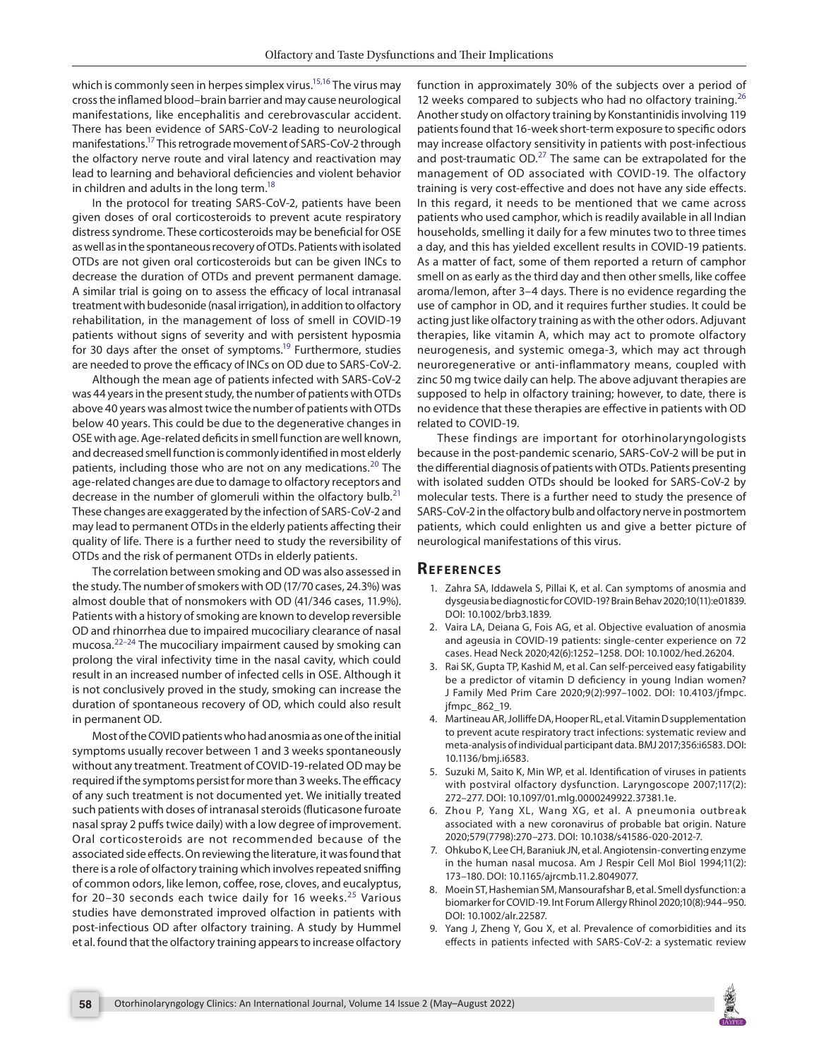which is commonly seen in herpes simplex virus.[15,16] The virus may cross the inflamed blood–brain barrier and may cause neurological manifestations, like encephalitis and cerebrovascular accident. There has been evidence of SARS-CoV-2 leading to neurological manifestations.[17] This retrograde movement of SARS-CoV-2 through the olfactory nerve route and viral latency and reactivation may lead to learning and behavioral deficiencies and violent behavior in children and adults in the long term.[18]

In the protocol for treating SARS-CoV-2, patients have been given doses of oral corticosteroids to prevent acute respiratory distress syndrome. These corticosteroids may be beneficial for OSE as well as in the spontaneous recovery of OTDs. Patients with isolated OTDs are not given oral corticosteroids but can be given INCs to decrease the duration of OTDs and prevent permanent damage. A similar trial is going on to assess the efficacy of local intranasal treatment with budesonide (nasal irrigation), in addition to olfactory rehabilitation, in the management of loss of smell in COVID-19 patients without signs of severity and with persistent hyposmia for 30 days after the onset of symptoms.[19] Furthermore, studies are needed to prove the efficacy of INCs on OD due to SARS-CoV-2.

Although the mean age of patients infected with SARS-CoV-2 was 44 years in the present study, the number of patients with OTDs above 40 years was almost twice the number of patients with OTDs below 40 years. This could be due to the degenerative changes in OSE with age. Age-related deficits in smell function are well known, and decreased smell function is commonly identified in most elderly patients, including those who are not on any medications.[20] The age-related changes are due to damage to olfactory receptors and decrease in the number of glomeruli within the olfactory bulb.[21] These changes are exaggerated by the infection of SARS-CoV-2 and may lead to permanent OTDs in the elderly patients affecting their quality of life. There is a further need to study the reversibility of OTDs and the risk of permanent OTDs in elderly patients.

The correlation between smoking and OD was also assessed in the study. The number of smokers with OD (17/70 cases, 24.3%) was almost double that of nonsmokers with OD (41/346 cases, 11.9%). Patients with a history of smoking are known to develop reversible OD and rhinorrhea due to impaired mucociliary clearance of nasal mucosa.[22–24] The mucociliary impairment caused by smoking can prolong the viral infectivity time in the nasal cavity, which could result in an increased number of infected cells in OSE. Although it is not conclusively proved in the study, smoking can increase the duration of spontaneous recovery of OD, which could also result in permanent OD.

Most of the COVID patients who had anosmia as one of the initial symptoms usually recover between 1 and 3 weeks spontaneously without any treatment. Treatment of COVID-19-related OD may be required if the symptoms persist for more than 3 weeks. The efficacy of any such treatment is not documented yet. We initially treated such patients with doses of intranasal steroids (fluticasone furoate nasal spray 2 puffs twice daily) with a low degree of improvement. Oral corticosteroids are not recommended because of the associated side effects. On reviewing the literature, it was found that there is a role of olfactory training which involves repeated sniffing of common odors, like lemon, coffee, rose, cloves, and eucalyptus, for 20–30 seconds each twice daily for 16 weeks.[25] Various studies have demonstrated improved olfaction in patients with post-infectious OD after olfactory training. A study by Hummel et al. found that the olfactory training appears to increase olfactory function in approximately 30% of the subjects over a period of 12 weeks compared to subjects who had no olfactory training.[26] Another study on olfactory training by Konstantinidis involving 119 patients found that 16-week short-term exposure to specific odors may increase olfactory sensitivity in patients with post-infectious and post-traumatic OD.[27] The same can be extrapolated for the management of OD associated with COVID-19. The olfactory training is very cost-effective and does not have any side effects. In this regard, it needs to be mentioned that we came across patients who used camphor, which is readily available in all Indian households, smelling it daily for a few minutes two to three times a day, and this has yielded excellent results in COVID-19 patients. As a matter of fact, some of them reported a return of camphor smell on as early as the third day and then other smells, like coffee aroma/lemon, after 3–4 days. There is no evidence regarding the use of camphor in OD, and it requires further studies. It could be acting just like olfactory training as with the other odors. Adjuvant therapies, like vitamin A, which may act to promote olfactory neurogenesis, and systemic omega-3, which may act through neuroregenerative or anti-inflammatory means, coupled with zinc 50 mg twice daily can help. The above adjuvant therapies are supposed to help in olfactory training; however, to date, there is no evidence that these therapies are effective in patients with OD related to COVID-19.

These findings are important for otorhinolaryngologists because in the post-pandemic scenario, SARS-CoV-2 will be put in the differential diagnosis of patients with OTDs. Patients presenting with isolated sudden OTDs should be looked for SARS-CoV-2 by molecular tests. There is a further need to study the presence of SARS-CoV-2 in the olfactory bulb and olfactory nerve in postmortem patients, which could enlighten us and give a better picture of neurological manifestations of this virus.

## References

1. Zahra SA, Iddawela S, Pillai K, et al. Can symptoms of anosmia and dysgeusia be diagnostic for COVID-19? Brain Behav 2020;10(11):e01839. DOI: 10.1002/brb3.1839.
2. Vaira LA, Deiana G, Fois AG, et al. Objective evaluation of anosmia and ageusia in COVID-19 patients: single-center experience on 72 cases. Head Neck 2020;42(6):1252–1258. DOI: 10.1002/hed.26204.
3. Rai SK, Gupta TP, Kashid M, et al. Can self-perceived easy fatigability be a predictor of vitamin D deficiency in young Indian women? J Family Med Prim Care 2020;9(2):997–1002. DOI: 10.4103/jfmpc.jfmpc_862_19.
4. Martineau AR, Jolliffe DA, Hooper RL, et al. Vitamin D supplementation to prevent acute respiratory tract infections: systematic review and meta-analysis of individual participant data. BMJ 2017;356:i6583. DOI: 10.1136/bmj.i6583.
5. Suzuki M, Saito K, Min WP, et al. Identification of viruses in patients with postviral olfactory dysfunction. Laryngoscope 2007;117(2): 272–277. DOI: 10.1097/01.mlg.0000249922.37381.1e.
6. Zhou P, Yang XL, Wang XG, et al. A pneumonia outbreak associated with a new coronavirus of probable bat origin. Nature 2020;579(7798):270–273. DOI: 10.1038/s41586-020-2012-7.
7. Ohkubo K, Lee CH, Baraniuk JN, et al. Angiotensin-converting enzyme in the human nasal mucosa. Am J Respir Cell Mol Biol 1994;11(2): 173–180. DOI: 10.1165/ajrcmb.11.2.8049077.
8. Moein ST, Hashemian SM, Mansourafshar B, et al. Smell dysfunction: a biomarker for COVID-19. Int Forum Allergy Rhinol 2020;10(8):944–950. DOI: 10.1002/alr.22587.
9. Yang J, Zheng Y, Gou X, et al. Prevalence of comorbidities and its effects in patients infected with SARS-CoV-2: a systematic review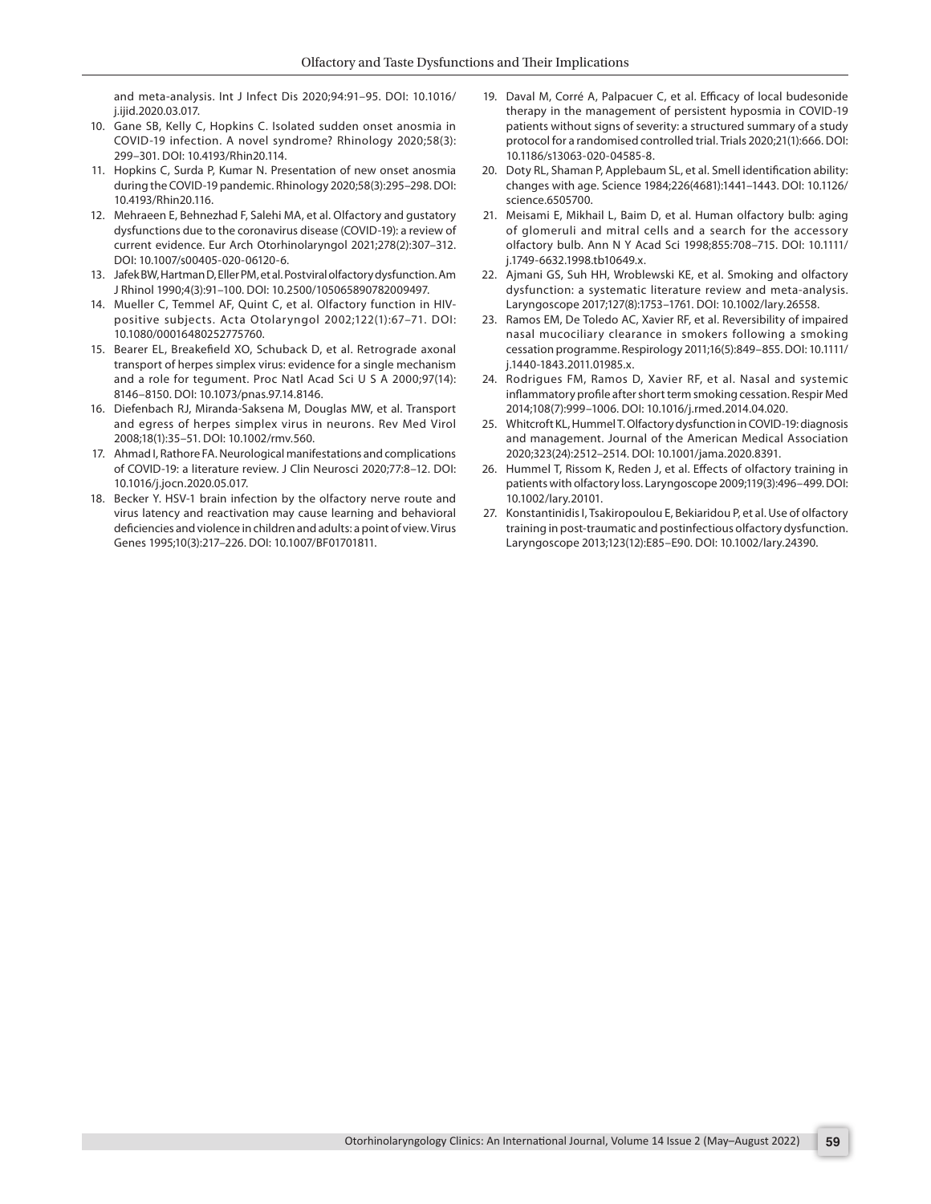and meta-analysis. Int J Infect Dis 2020;94:91–95. DOI: 10.1016/j.ijid.2020.03.017.

10. Gane SB, Kelly C, Hopkins C. Isolated sudden onset anosmia in COVID-19 infection. A novel syndrome? Rhinology 2020;58(3):299–301. DOI: 10.4193/Rhin20.114.
11. Hopkins C, Surda P, Kumar N. Presentation of new onset anosmia during the COVID-19 pandemic. Rhinology 2020;58(3):295–298. DOI: 10.4193/Rhin20.116.
12. Mehraeen E, Behnezhad F, Salehi MA, et al. Olfactory and gustatory dysfunctions due to the coronavirus disease (COVID-19): a review of current evidence. Eur Arch Otorhinolaryngol 2021;278(2):307–312. DOI: 10.1007/s00405-020-06120-6.
13. Jafek BW, Hartman D, Eller PM, et al. Postviral olfactory dysfunction. Am J Rhinol 1990;4(3):91–100. DOI: 10.2500/105065890782009497.
14. Mueller C, Temmel AF, Quint C, et al. Olfactory function in HIV-positive subjects. Acta Otolaryngol 2002;122(1):67–71. DOI: 10.1080/00016480252775760.
15. Bearer EL, Breakefield XO, Schuback D, et al. Retrograde axonal transport of herpes simplex virus: evidence for a single mechanism and a role for tegument. Proc Natl Acad Sci U S A 2000;97(14):8146–8150. DOI: 10.1073/pnas.97.14.8146.
16. Diefenbach RJ, Miranda-Saksena M, Douglas MW, et al. Transport and egress of herpes simplex virus in neurons. Rev Med Virol 2008;18(1):35–51. DOI: 10.1002/rmv.560.
17. Ahmad I, Rathore FA. Neurological manifestations and complications of COVID-19: a literature review. J Clin Neurosci 2020;77:8–12. DOI: 10.1016/j.jocn.2020.05.017.
18. Becker Y. HSV-1 brain infection by the olfactory nerve route and virus latency and reactivation may cause learning and behavioral deficiencies and violence in children and adults: a point of view. Virus Genes 1995;10(3):217–226. DOI: 10.1007/BF01701811.
19. Daval M, Corré A, Palpacuer C, et al. Efficacy of local budesonide therapy in the management of persistent hyposmia in COVID-19 patients without signs of severity: a structured summary of a study protocol for a randomised controlled trial. Trials 2020;21(1):666. DOI: 10.1186/s13063-020-04585-8.
20. Doty RL, Shaman P, Applebaum SL, et al. Smell identification ability: changes with age. Science 1984;226(4681):1441–1443. DOI: 10.1126/science.6505700.
21. Meisami E, Mikhail L, Baim D, et al. Human olfactory bulb: aging of glomeruli and mitral cells and a search for the accessory olfactory bulb. Ann N Y Acad Sci 1998;855:708–715. DOI: 10.1111/j.1749-6632.1998.tb10649.x.
22. Ajmani GS, Suh HH, Wroblewski KE, et al. Smoking and olfactory dysfunction: a systematic literature review and meta-analysis. Laryngoscope 2017;127(8):1753–1761. DOI: 10.1002/lary.26558.
23. Ramos EM, De Toledo AC, Xavier RF, et al. Reversibility of impaired nasal mucociliary clearance in smokers following a smoking cessation programme. Respirology 2011;16(5):849–855. DOI: 10.1111/j.1440-1843.2011.01985.x.
24. Rodrigues FM, Ramos D, Xavier RF, et al. Nasal and systemic inflammatory profile after short term smoking cessation. Respir Med 2014;108(7):999–1006. DOI: 10.1016/j.rmed.2014.04.020.
25. Whitcroft KL, Hummel T. Olfactory dysfunction in COVID-19: diagnosis and management. Journal of the American Medical Association 2020;323(24):2512–2514. DOI: 10.1001/jama.2020.8391.
26. Hummel T, Rissom K, Reden J, et al. Effects of olfactory training in patients with olfactory loss. Laryngoscope 2009;119(3):496–499. DOI: 10.1002/lary.20101.
27. Konstantinidis I, Tsakiropoulou E, Bekiaridou P, et al. Use of olfactory training in post-traumatic and postinfectious olfactory dysfunction. Laryngoscope 2013;123(12):E85–E90. DOI: 10.1002/lary.24390.